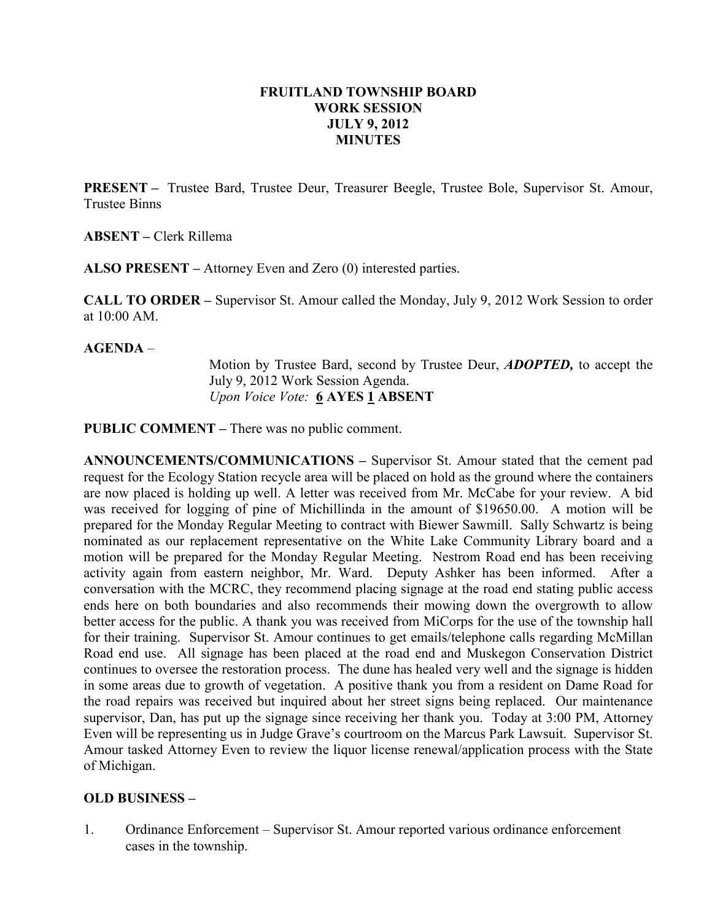**FRUITLAND TOWNSHIP BOARD**
**WORK SESSION**
**JULY 9, 2012**
**MINUTES**

**PRESENT –** Trustee Bard, Trustee Deur, Treasurer Beegle, Trustee Bole, Supervisor St. Amour, Trustee Binns

**ABSENT –** Clerk Rillema

**ALSO PRESENT –** Attorney Even and Zero (0) interested parties.

**CALL TO ORDER –** Supervisor St. Amour called the Monday, July 9, 2012 Work Session to order at 10:00 AM.

**AGENDA** –

> Motion by Trustee Bard, second by Trustee Deur, ***ADOPTED,*** to accept the July 9, 2012 Work Session Agenda.
> *Upon Voice Vote:* **6 AYES 1 ABSENT**

**PUBLIC COMMENT –** There was no public comment.

**ANNOUNCEMENTS/COMMUNICATIONS –** Supervisor St. Amour stated that the cement pad request for the Ecology Station recycle area will be placed on hold as the ground where the containers are now placed is holding up well. A letter was received from Mr. McCabe for your review. A bid was received for logging of pine of Michillinda in the amount of $19650.00. A motion will be prepared for the Monday Regular Meeting to contract with Biewer Sawmill. Sally Schwartz is being nominated as our replacement representative on the White Lake Community Library board and a motion will be prepared for the Monday Regular Meeting. Nestrom Road end has been receiving activity again from eastern neighbor, Mr. Ward. Deputy Ashker has been informed. After a conversation with the MCRC, they recommend placing signage at the road end stating public access ends here on both boundaries and also recommends their mowing down the overgrowth to allow better access for the public. A thank you was received from MiCorps for the use of the township hall for their training. Supervisor St. Amour continues to get emails/telephone calls regarding McMillan Road end use. All signage has been placed at the road end and Muskegon Conservation District continues to oversee the restoration process. The dune has healed very well and the signage is hidden in some areas due to growth of vegetation. A positive thank you from a resident on Dame Road for the road repairs was received but inquired about her street signs being replaced. Our maintenance supervisor, Dan, has put up the signage since receiving her thank you. Today at 3:00 PM, Attorney Even will be representing us in Judge Grave's courtroom on the Marcus Park Lawsuit. Supervisor St. Amour tasked Attorney Even to review the liquor license renewal/application process with the State of Michigan.

**OLD BUSINESS –**

1. Ordinance Enforcement – Supervisor St. Amour reported various ordinance enforcement cases in the township.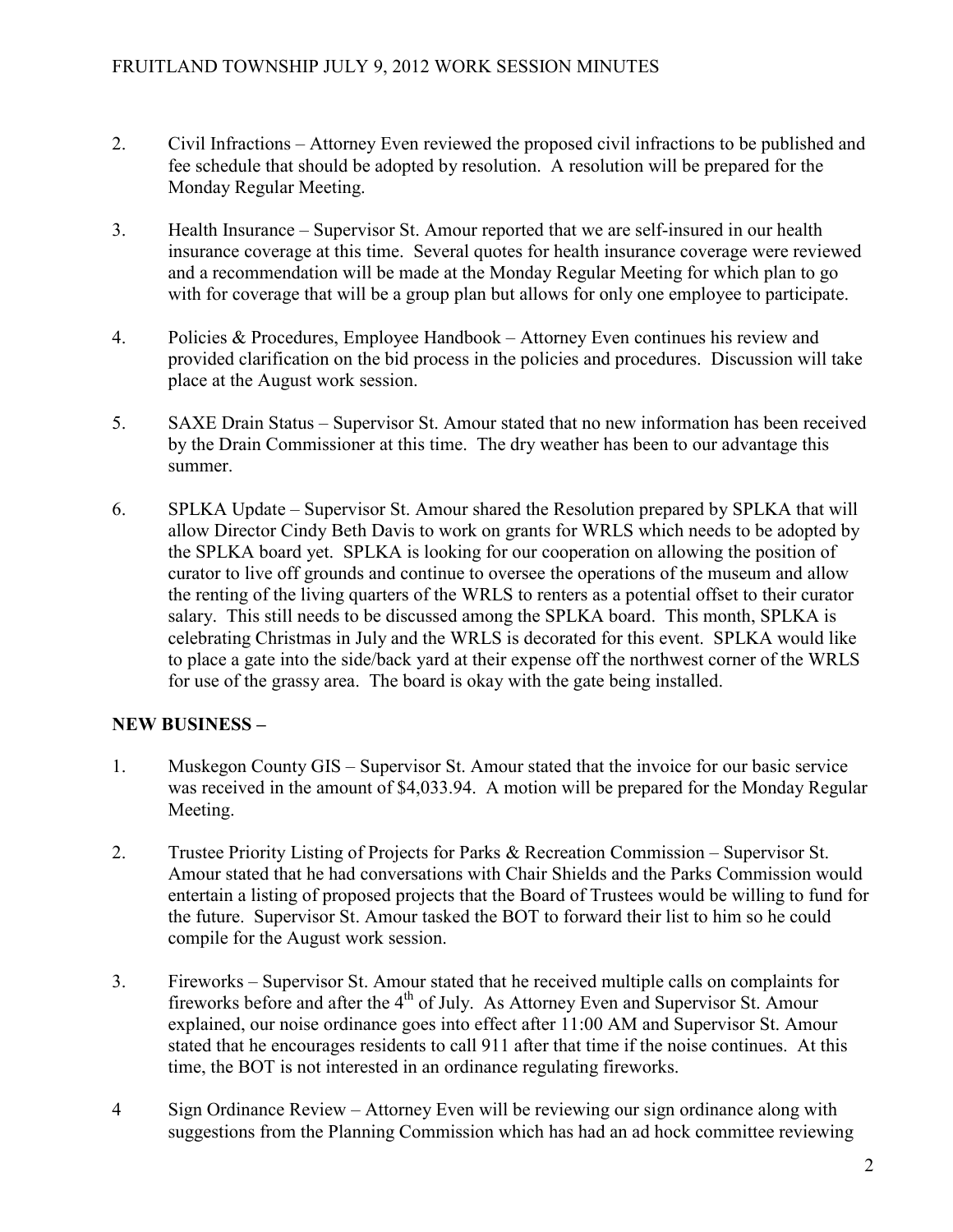2. Civil Infractions – Attorney Even reviewed the proposed civil infractions to be published and fee schedule that should be adopted by resolution. A resolution will be prepared for the Monday Regular Meeting.

3. Health Insurance – Supervisor St. Amour reported that we are self-insured in our health insurance coverage at this time. Several quotes for health insurance coverage were reviewed and a recommendation will be made at the Monday Regular Meeting for which plan to go with for coverage that will be a group plan but allows for only one employee to participate.

4. Policies & Procedures, Employee Handbook – Attorney Even continues his review and provided clarification on the bid process in the policies and procedures. Discussion will take place at the August work session.

5. SAXE Drain Status – Supervisor St. Amour stated that no new information has been received by the Drain Commissioner at this time. The dry weather has been to our advantage this summer.

6. SPLKA Update – Supervisor St. Amour shared the Resolution prepared by SPLKA that will allow Director Cindy Beth Davis to work on grants for WRLS which needs to be adopted by the SPLKA board yet. SPLKA is looking for our cooperation on allowing the position of curator to live off grounds and continue to oversee the operations of the museum and allow the renting of the living quarters of the WRLS to renters as a potential offset to their curator salary. This still needs to be discussed among the SPLKA board. This month, SPLKA is celebrating Christmas in July and the WRLS is decorated for this event. SPLKA would like to place a gate into the side/back yard at their expense off the northwest corner of the WRLS for use of the grassy area. The board is okay with the gate being installed.

**NEW BUSINESS –**

1. Muskegon County GIS – Supervisor St. Amour stated that the invoice for our basic service was received in the amount of $4,033.94. A motion will be prepared for the Monday Regular Meeting.

2. Trustee Priority Listing of Projects for Parks & Recreation Commission – Supervisor St. Amour stated that he had conversations with Chair Shields and the Parks Commission would entertain a listing of proposed projects that the Board of Trustees would be willing to fund for the future. Supervisor St. Amour tasked the BOT to forward their list to him so he could compile for the August work session.

3. Fireworks – Supervisor St. Amour stated that he received multiple calls on complaints for fireworks before and after the 4th of July. As Attorney Even and Supervisor St. Amour explained, our noise ordinance goes into effect after 11:00 AM and Supervisor St. Amour stated that he encourages residents to call 911 after that time if the noise continues. At this time, the BOT is not interested in an ordinance regulating fireworks.

4 Sign Ordinance Review – Attorney Even will be reviewing our sign ordinance along with suggestions from the Planning Commission which has had an ad hock committee reviewing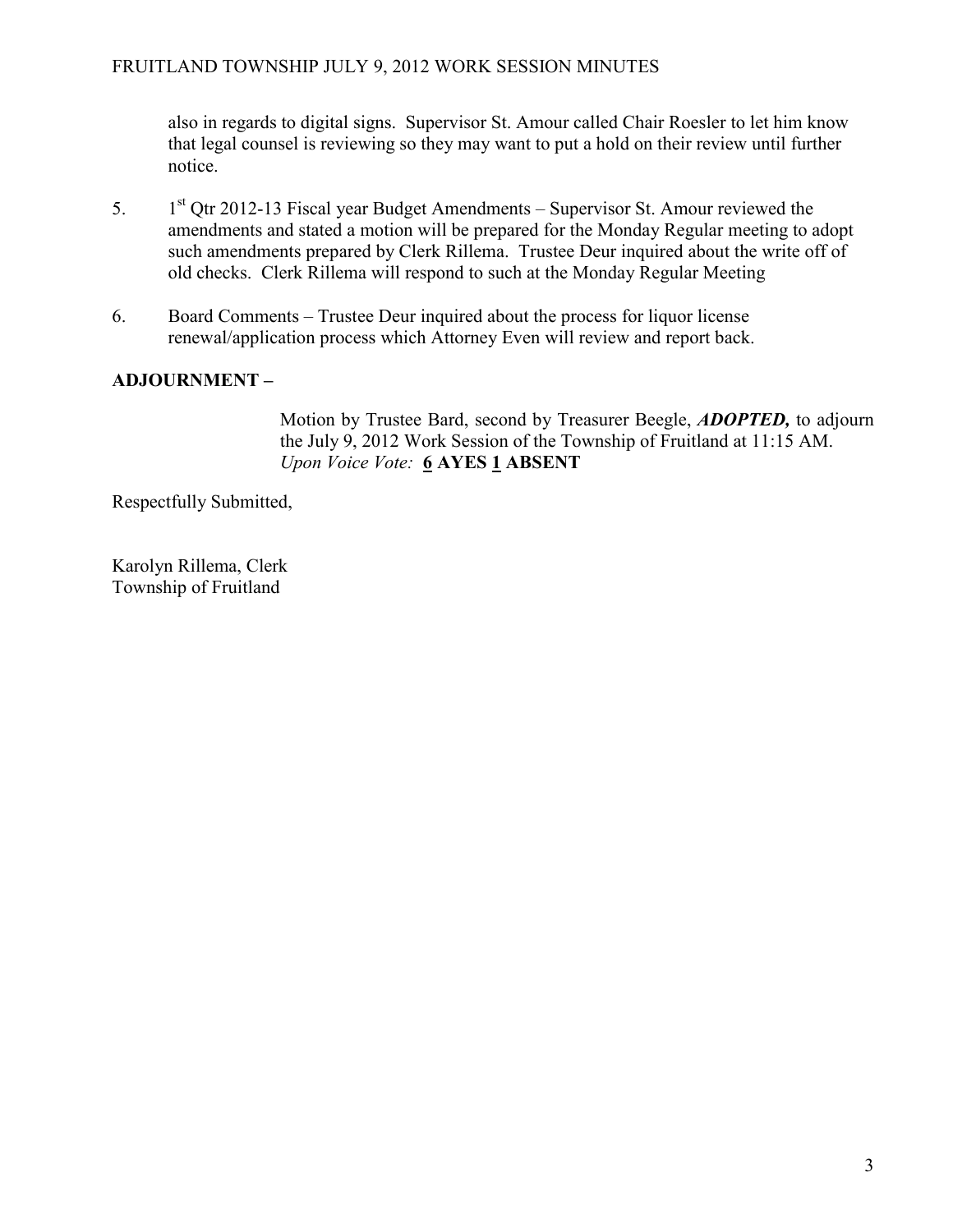also in regards to digital signs. Supervisor St. Amour called Chair Roesler to let him know that legal counsel is reviewing so they may want to put a hold on their review until further notice.

5. 1st Qtr 2012-13 Fiscal year Budget Amendments – Supervisor St. Amour reviewed the amendments and stated a motion will be prepared for the Monday Regular meeting to adopt such amendments prepared by Clerk Rillema. Trustee Deur inquired about the write off of old checks. Clerk Rillema will respond to such at the Monday Regular Meeting

6. Board Comments – Trustee Deur inquired about the process for liquor license renewal/application process which Attorney Even will review and report back.

**ADJOURNMENT –**

Motion by Trustee Bard, second by Treasurer Beegle, ***ADOPTED,*** to adjourn the July 9, 2012 Work Session of the Township of Fruitland at 11:15 AM. *Upon Voice Vote:* **6 AYES 1 ABSENT**

Respectfully Submitted,

Karolyn Rillema, Clerk
Township of Fruitland